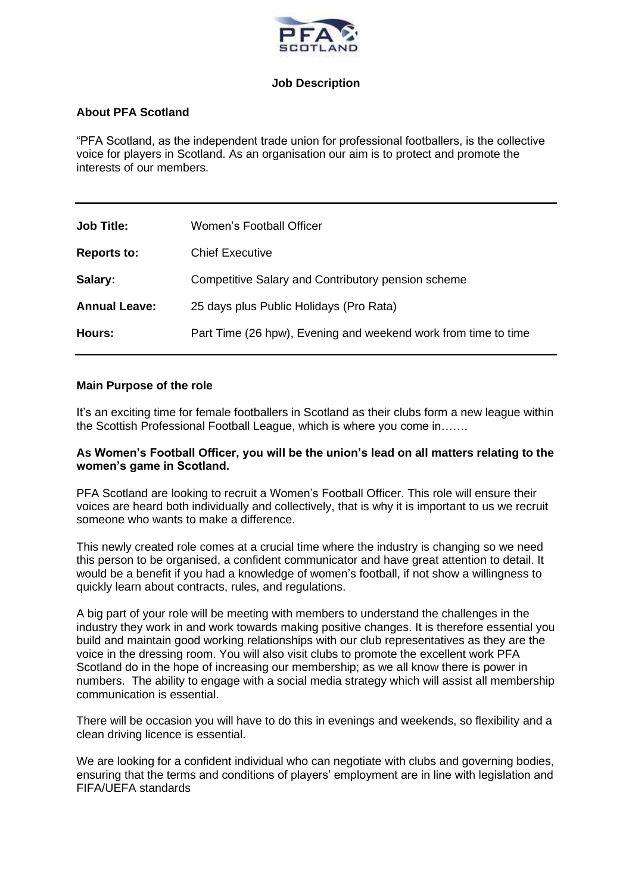## Job Description

### About PFA Scotland

"PFA Scotland, as the independent trade union for professional footballers, is the collective voice for players in Scotland. As an organisation our aim is to protect and promote the interests of our members.

| | |
|---|---|
| **Job Title:** | Women's Football Officer |
| **Reports to:** | Chief Executive |
| **Salary:** | Competitive Salary and Contributory pension scheme |
| **Annual Leave:** | 25 days plus Public Holidays (Pro Rata) |
| **Hours:** | Part Time (26 hpw), Evening and weekend work from time to time |

### Main Purpose of the role

It's an exciting time for female footballers in Scotland as their clubs form a new league within the Scottish Professional Football League, which is where you come in…….

**As Women's Football Officer, you will be the union's lead on all matters relating to the women's game in Scotland.**

PFA Scotland are looking to recruit a Women's Football Officer. This role will ensure their voices are heard both individually and collectively, that is why it is important to us we recruit someone who wants to make a difference.

This newly created role comes at a crucial time where the industry is changing so we need this person to be organised, a confident communicator and have great attention to detail. It would be a benefit if you had a knowledge of women's football, if not show a willingness to quickly learn about contracts, rules, and regulations.

A big part of your role will be meeting with members to understand the challenges in the industry they work in and work towards making positive changes. It is therefore essential you build and maintain good working relationships with our club representatives as they are the voice in the dressing room. You will also visit clubs to promote the excellent work PFA Scotland do in the hope of increasing our membership; as we all know there is power in numbers. The ability to engage with a social media strategy which will assist all membership communication is essential.

There will be occasion you will have to do this in evenings and weekends, so flexibility and a clean driving licence is essential.

We are looking for a confident individual who can negotiate with clubs and governing bodies, ensuring that the terms and conditions of players' employment are in line with legislation and FIFA/UEFA standards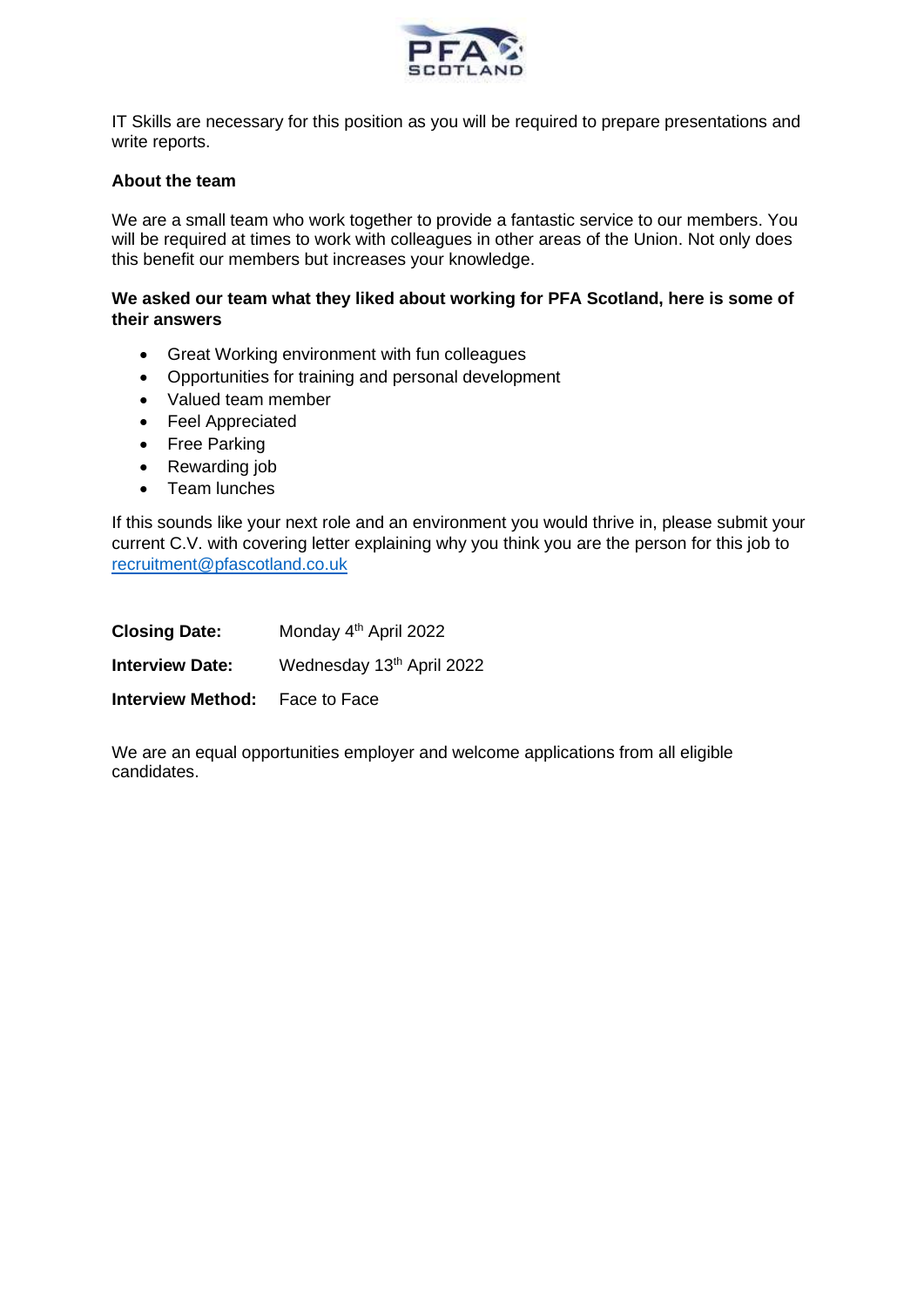IT Skills are necessary for this position as you will be required to prepare presentations and write reports.

**About the team**

We are a small team who work together to provide a fantastic service to our members. You will be required at times to work with colleagues in other areas of the Union. Not only does this benefit our members but increases your knowledge.

**We asked our team what they liked about working for PFA Scotland, here is some of their answers**

- Great Working environment with fun colleagues
- Opportunities for training and personal development
- Valued team member
- Feel Appreciated
- Free Parking
- Rewarding job
- Team lunches

If this sounds like your next role and an environment you would thrive in, please submit your current C.V. with covering letter explaining why you think you are the person for this job to recruitment@pfascotland.co.uk

**Closing Date:** Monday 4th April 2022

**Interview Date:** Wednesday 13th April 2022

**Interview Method:** Face to Face

We are an equal opportunities employer and welcome applications from all eligible candidates.